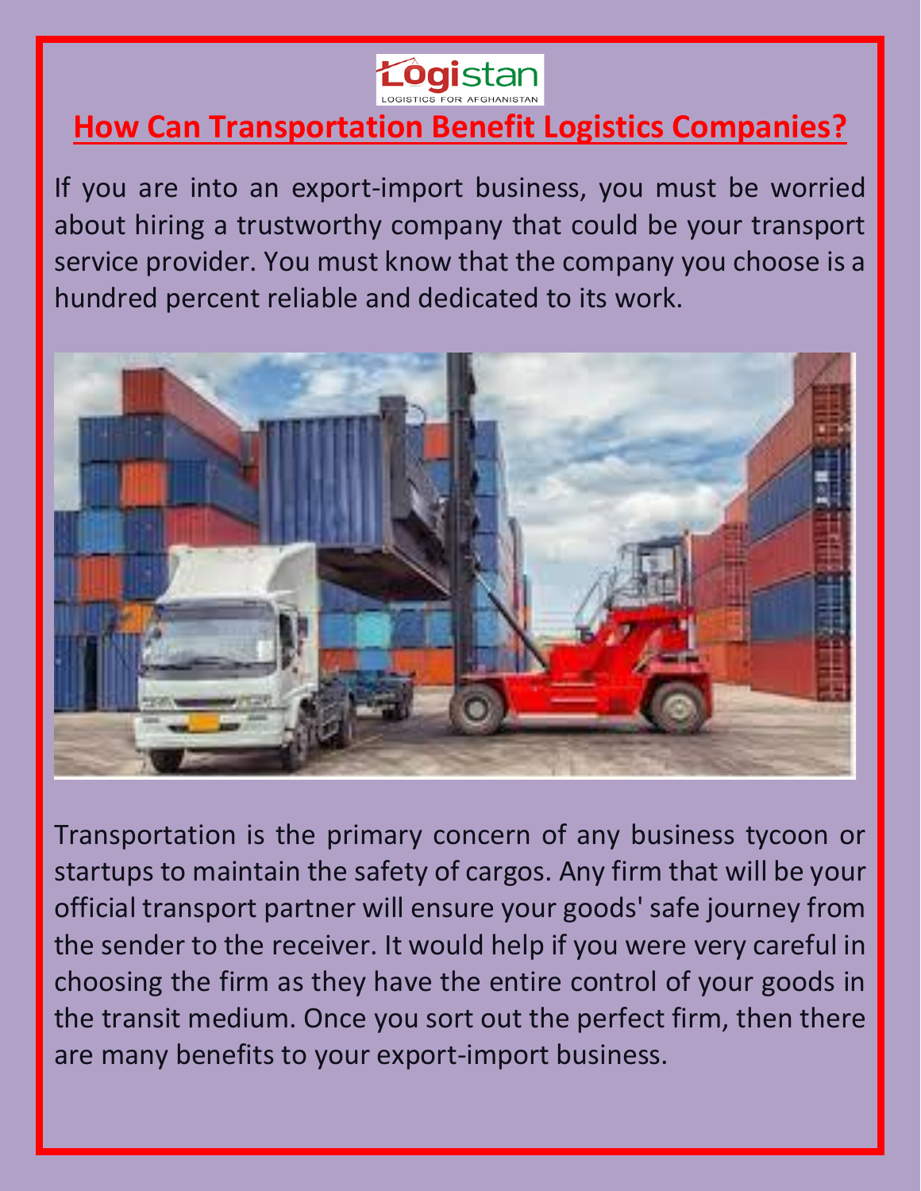# How Can Transportation Benefit Logistics Companies?

If you are into an export-import business, you must be worried about hiring a trustworthy company that could be your transport service provider. You must know that the company you choose is a hundred percent reliable and dedicated to its work.

Transportation is the primary concern of any business tycoon or startups to maintain the safety of cargos. Any firm that will be your official transport partner will ensure your goods' safe journey from the sender to the receiver. It would help if you were very careful in choosing the firm as they have the entire control of your goods in the transit medium. Once you sort out the perfect firm, then there are many benefits to your export-import business.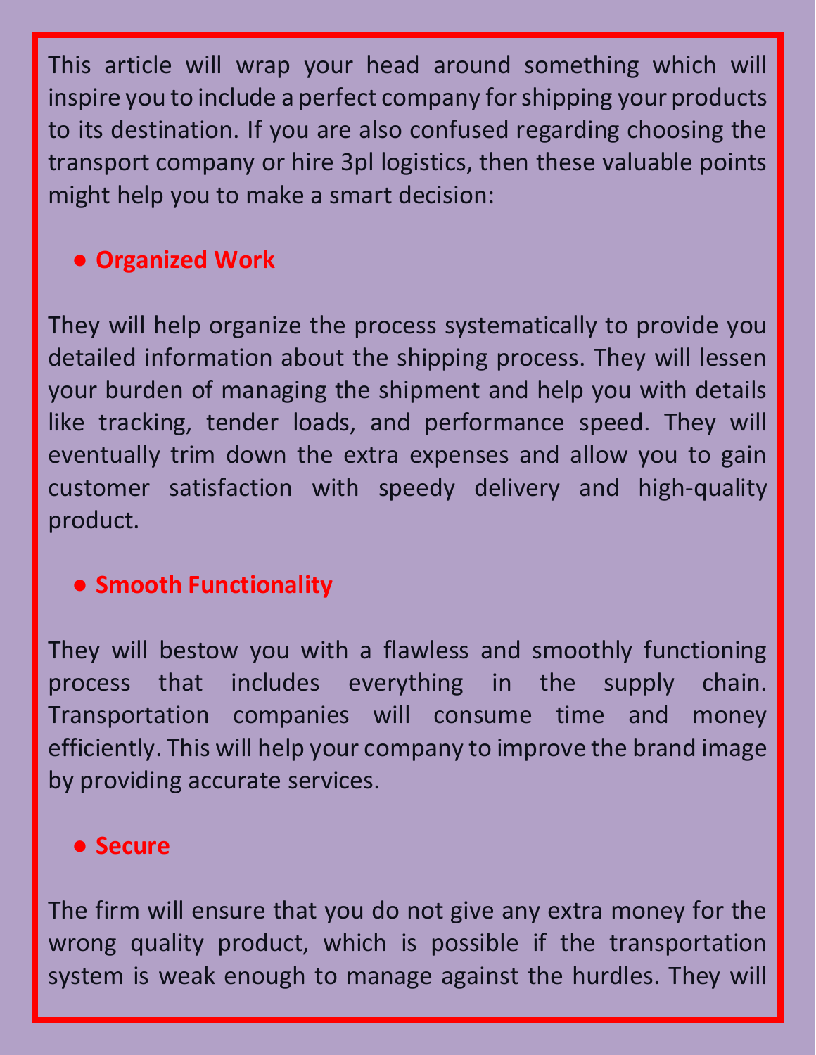This article will wrap your head around something which will inspire you to include a perfect company for shipping your products to its destination. If you are also confused regarding choosing the transport company or hire 3pl logistics, then these valuable points might help you to make a smart decision:

- **Organized Work**

They will help organize the process systematically to provide you detailed information about the shipping process. They will lessen your burden of managing the shipment and help you with details like tracking, tender loads, and performance speed. They will eventually trim down the extra expenses and allow you to gain customer satisfaction with speedy delivery and high-quality product.

- **Smooth Functionality**

They will bestow you with a flawless and smoothly functioning process that includes everything in the supply chain. Transportation companies will consume time and money efficiently. This will help your company to improve the brand image by providing accurate services.

- **Secure**

The firm will ensure that you do not give any extra money for the wrong quality product, which is possible if the transportation system is weak enough to manage against the hurdles. They will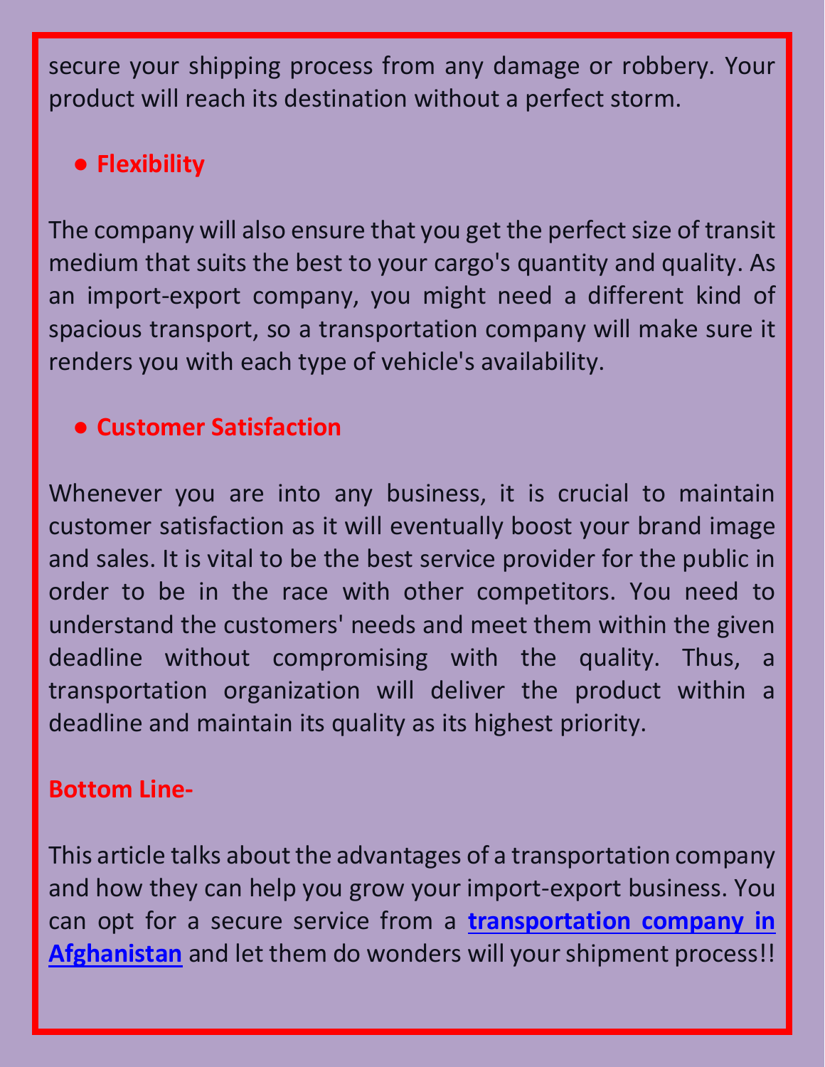secure your shipping process from any damage or robbery. Your product will reach its destination without a perfect storm.

- **Flexibility**

The company will also ensure that you get the perfect size of transit medium that suits the best to your cargo's quantity and quality. As an import-export company, you might need a different kind of spacious transport, so a transportation company will make sure it renders you with each type of vehicle's availability.

- **Customer Satisfaction**

Whenever you are into any business, it is crucial to maintain customer satisfaction as it will eventually boost your brand image and sales. It is vital to be the best service provider for the public in order to be in the race with other competitors. You need to understand the customers' needs and meet them within the given deadline without compromising with the quality. Thus, a transportation organization will deliver the product within a deadline and maintain its quality as its highest priority.

**Bottom Line-**

This article talks about the advantages of a transportation company and how they can help you grow your import-export business. You can opt for a secure service from a **transportation company in Afghanistan** and let them do wonders will your shipment process!!